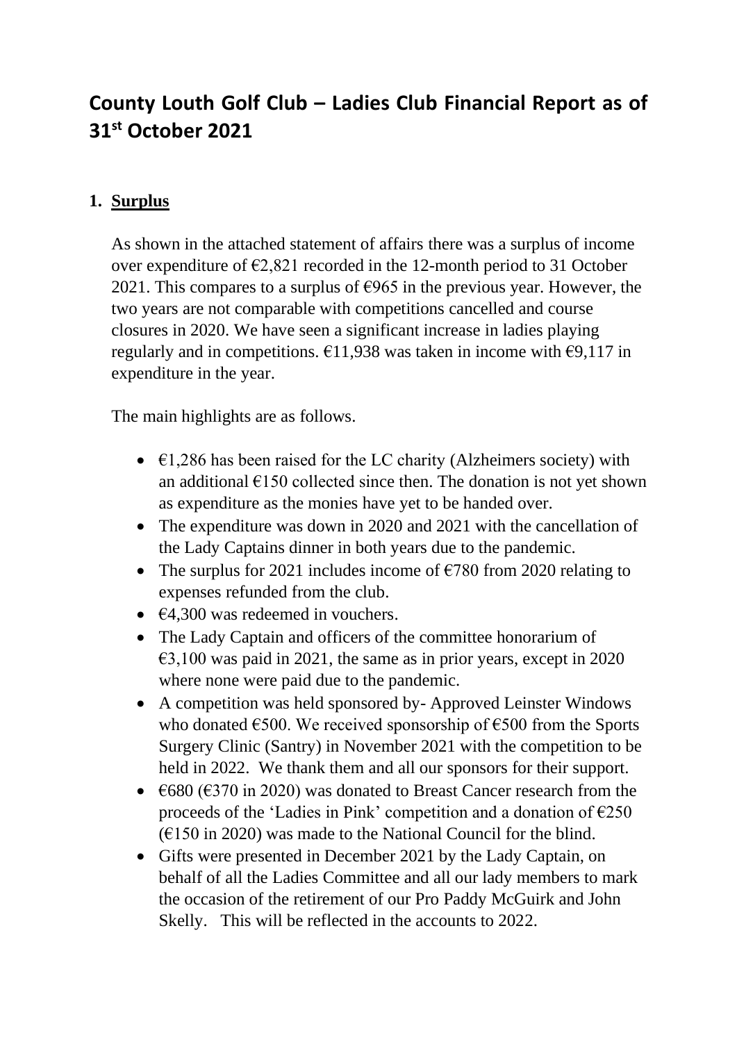# County Louth Golf Club – Ladies Club Financial Report as of 31st October 2021

## 1. Surplus

As shown in the attached statement of affairs there was a surplus of income over expenditure of €2,821 recorded in the 12-month period to 31 October 2021. This compares to a surplus of €965 in the previous year. However, the two years are not comparable with competitions cancelled and course closures in 2020. We have seen a significant increase in ladies playing regularly and in competitions. €11,938 was taken in income with €9,117 in expenditure in the year.

The main highlights are as follows.

- €1,286 has been raised for the LC charity (Alzheimers society) with an additional €150 collected since then. The donation is not yet shown as expenditure as the monies have yet to be handed over.
- The expenditure was down in 2020 and 2021 with the cancellation of the Lady Captains dinner in both years due to the pandemic.
- The surplus for 2021 includes income of €780 from 2020 relating to expenses refunded from the club.
- €4,300 was redeemed in vouchers.
- The Lady Captain and officers of the committee honorarium of €3,100 was paid in 2021, the same as in prior years, except in 2020 where none were paid due to the pandemic.
- A competition was held sponsored by- Approved Leinster Windows who donated €500. We received sponsorship of €500 from the Sports Surgery Clinic (Santry) in November 2021 with the competition to be held in 2022. We thank them and all our sponsors for their support.
- €680 (€370 in 2020) was donated to Breast Cancer research from the proceeds of the 'Ladies in Pink' competition and a donation of €250 (€150 in 2020) was made to the National Council for the blind.
- Gifts were presented in December 2021 by the Lady Captain, on behalf of all the Ladies Committee and all our lady members to mark the occasion of the retirement of our Pro Paddy McGuirk and John Skelly. This will be reflected in the accounts to 2022.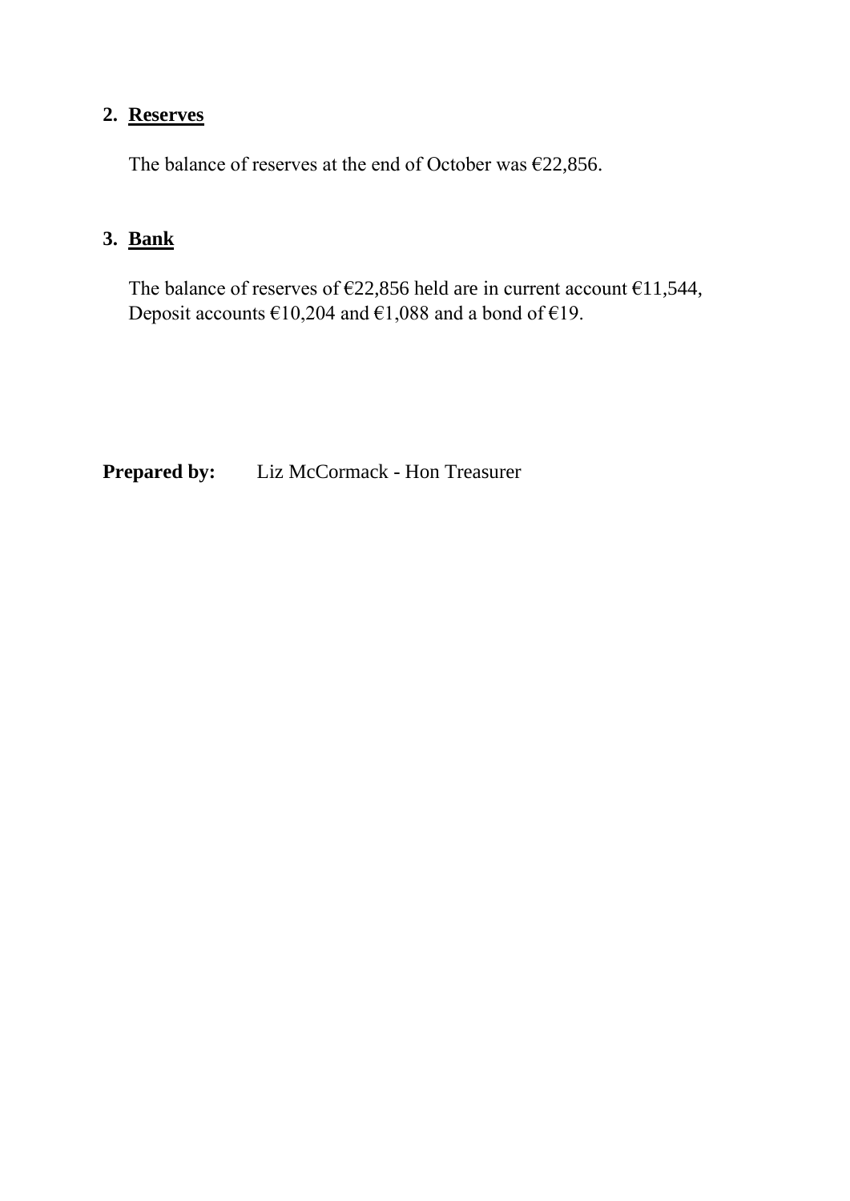## 2. Reserves

The balance of reserves at the end of October was €22,856.

## 3. Bank

The balance of reserves of €22,856 held are in current account €11,544, Deposit accounts €10,204 and €1,088 and a bond of €19.

**Prepared by:** Liz McCormack - Hon Treasurer